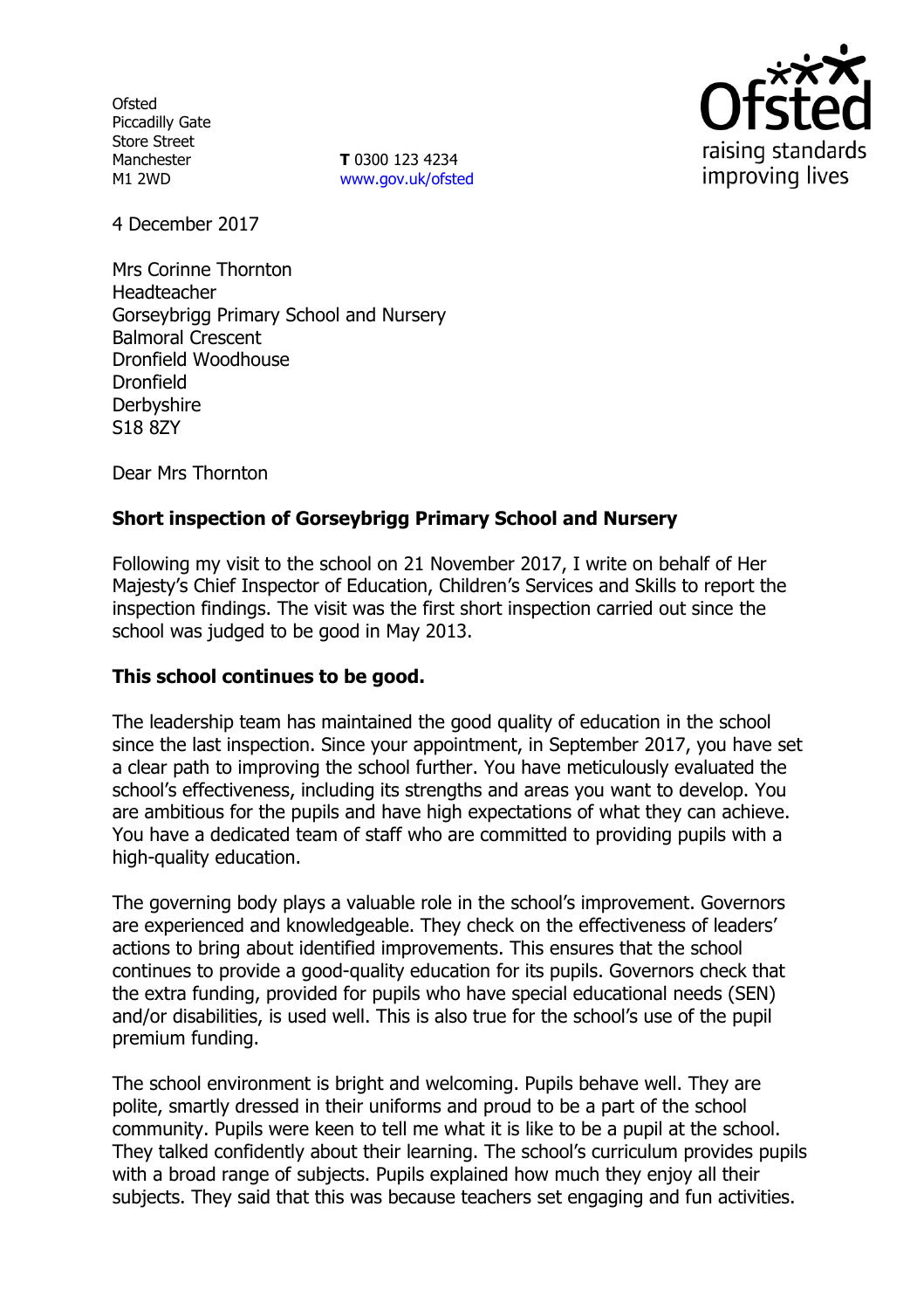Ofsted
Piccadilly Gate
Store Street
Manchester
M1 2WD

**T** 0300 123 4234
www.gov.uk/ofsted

4 December 2017

Mrs Corinne Thornton
Headteacher
Gorseybrigg Primary School and Nursery
Balmoral Crescent
Dronfield Woodhouse
Dronfield
Derbyshire
S18 8ZY

Dear Mrs Thornton

**Short inspection of Gorseybrigg Primary School and Nursery**

Following my visit to the school on 21 November 2017, I write on behalf of Her Majesty's Chief Inspector of Education, Children's Services and Skills to report the inspection findings. The visit was the first short inspection carried out since the school was judged to be good in May 2013.

**This school continues to be good.**

The leadership team has maintained the good quality of education in the school since the last inspection. Since your appointment, in September 2017, you have set a clear path to improving the school further. You have meticulously evaluated the school's effectiveness, including its strengths and areas you want to develop. You are ambitious for the pupils and have high expectations of what they can achieve. You have a dedicated team of staff who are committed to providing pupils with a high-quality education.

The governing body plays a valuable role in the school's improvement. Governors are experienced and knowledgeable. They check on the effectiveness of leaders' actions to bring about identified improvements. This ensures that the school continues to provide a good-quality education for its pupils. Governors check that the extra funding, provided for pupils who have special educational needs (SEN) and/or disabilities, is used well. This is also true for the school's use of the pupil premium funding.

The school environment is bright and welcoming. Pupils behave well. They are polite, smartly dressed in their uniforms and proud to be a part of the school community. Pupils were keen to tell me what it is like to be a pupil at the school. They talked confidently about their learning. The school's curriculum provides pupils with a broad range of subjects. Pupils explained how much they enjoy all their subjects. They said that this was because teachers set engaging and fun activities.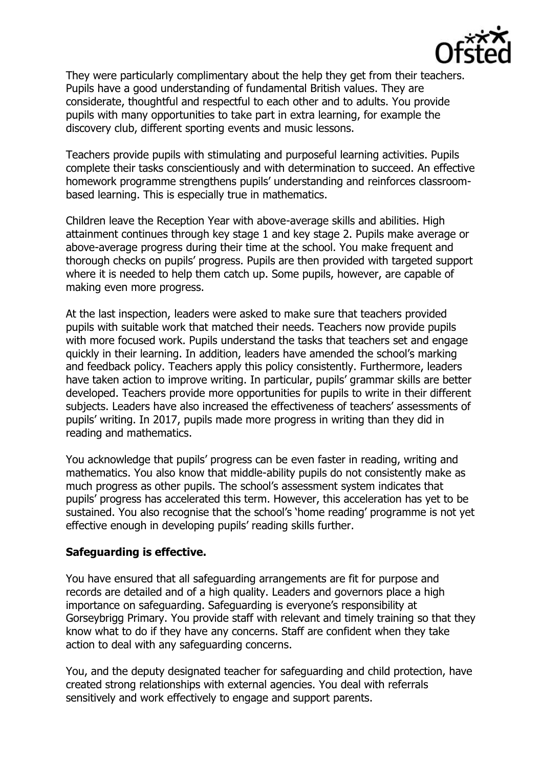They were particularly complimentary about the help they get from their teachers. Pupils have a good understanding of fundamental British values. They are considerate, thoughtful and respectful to each other and to adults. You provide pupils with many opportunities to take part in extra learning, for example the discovery club, different sporting events and music lessons.

Teachers provide pupils with stimulating and purposeful learning activities. Pupils complete their tasks conscientiously and with determination to succeed. An effective homework programme strengthens pupils' understanding and reinforces classroom-based learning. This is especially true in mathematics.

Children leave the Reception Year with above-average skills and abilities. High attainment continues through key stage 1 and key stage 2. Pupils make average or above-average progress during their time at the school. You make frequent and thorough checks on pupils' progress. Pupils are then provided with targeted support where it is needed to help them catch up. Some pupils, however, are capable of making even more progress.

At the last inspection, leaders were asked to make sure that teachers provided pupils with suitable work that matched their needs. Teachers now provide pupils with more focused work. Pupils understand the tasks that teachers set and engage quickly in their learning. In addition, leaders have amended the school's marking and feedback policy. Teachers apply this policy consistently. Furthermore, leaders have taken action to improve writing. In particular, pupils' grammar skills are better developed. Teachers provide more opportunities for pupils to write in their different subjects. Leaders have also increased the effectiveness of teachers' assessments of pupils' writing. In 2017, pupils made more progress in writing than they did in reading and mathematics.

You acknowledge that pupils' progress can be even faster in reading, writing and mathematics. You also know that middle-ability pupils do not consistently make as much progress as other pupils. The school's assessment system indicates that pupils' progress has accelerated this term. However, this acceleration has yet to be sustained. You also recognise that the school's 'home reading' programme is not yet effective enough in developing pupils' reading skills further.

**Safeguarding is effective.**

You have ensured that all safeguarding arrangements are fit for purpose and records are detailed and of a high quality. Leaders and governors place a high importance on safeguarding. Safeguarding is everyone's responsibility at Gorseybrigg Primary. You provide staff with relevant and timely training so that they know what to do if they have any concerns. Staff are confident when they take action to deal with any safeguarding concerns.

You, and the deputy designated teacher for safeguarding and child protection, have created strong relationships with external agencies. You deal with referrals sensitively and work effectively to engage and support parents.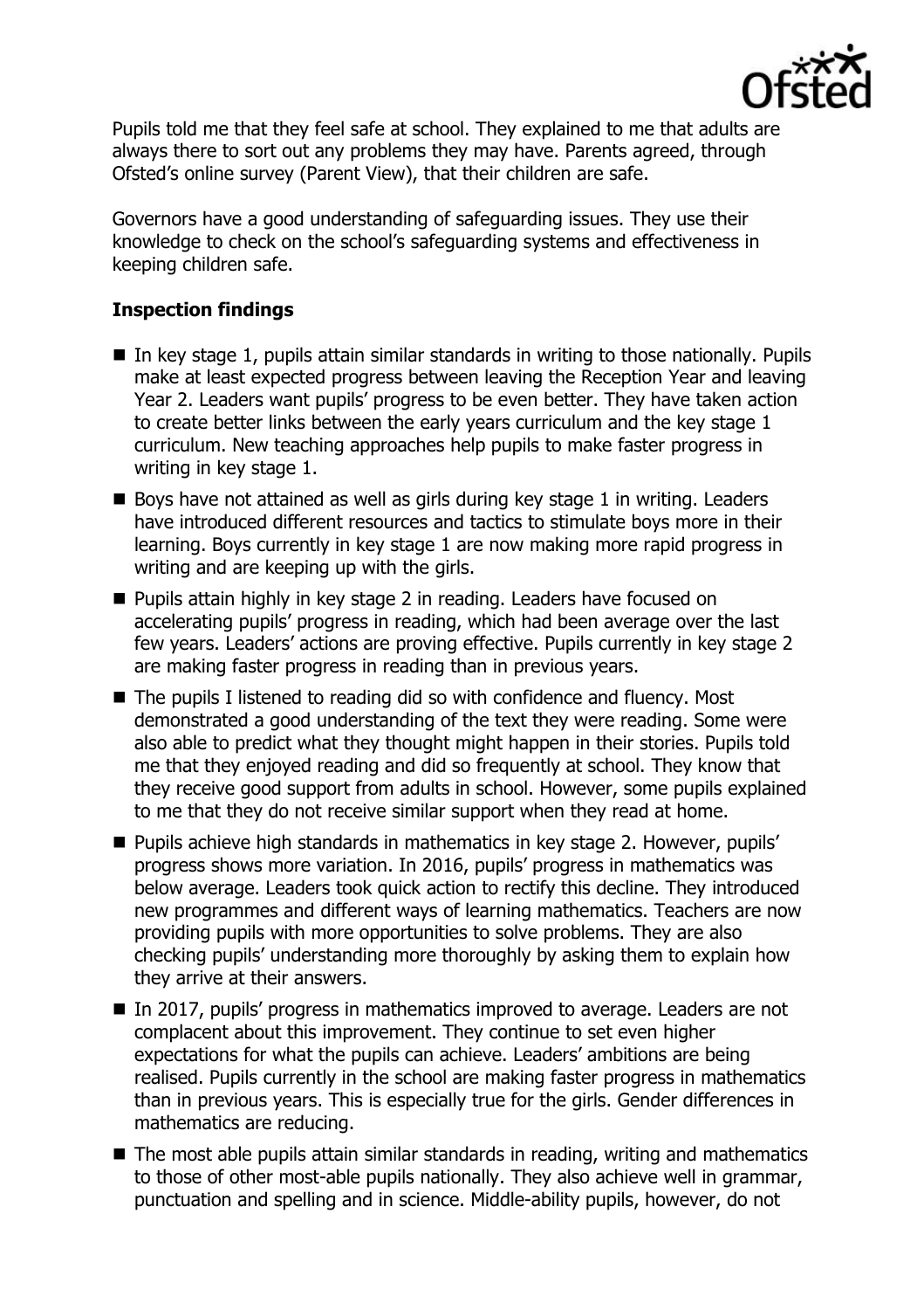Pupils told me that they feel safe at school. They explained to me that adults are always there to sort out any problems they may have. Parents agreed, through Ofsted's online survey (Parent View), that their children are safe.

Governors have a good understanding of safeguarding issues. They use their knowledge to check on the school's safeguarding systems and effectiveness in keeping children safe.

**Inspection findings**

- In key stage 1, pupils attain similar standards in writing to those nationally. Pupils make at least expected progress between leaving the Reception Year and leaving Year 2. Leaders want pupils' progress to be even better. They have taken action to create better links between the early years curriculum and the key stage 1 curriculum. New teaching approaches help pupils to make faster progress in writing in key stage 1.
- Boys have not attained as well as girls during key stage 1 in writing. Leaders have introduced different resources and tactics to stimulate boys more in their learning. Boys currently in key stage 1 are now making more rapid progress in writing and are keeping up with the girls.
- Pupils attain highly in key stage 2 in reading. Leaders have focused on accelerating pupils' progress in reading, which had been average over the last few years. Leaders' actions are proving effective. Pupils currently in key stage 2 are making faster progress in reading than in previous years.
- The pupils I listened to reading did so with confidence and fluency. Most demonstrated a good understanding of the text they were reading. Some were also able to predict what they thought might happen in their stories. Pupils told me that they enjoyed reading and did so frequently at school. They know that they receive good support from adults in school. However, some pupils explained to me that they do not receive similar support when they read at home.
- Pupils achieve high standards in mathematics in key stage 2. However, pupils' progress shows more variation. In 2016, pupils' progress in mathematics was below average. Leaders took quick action to rectify this decline. They introduced new programmes and different ways of learning mathematics. Teachers are now providing pupils with more opportunities to solve problems. They are also checking pupils' understanding more thoroughly by asking them to explain how they arrive at their answers.
- In 2017, pupils' progress in mathematics improved to average. Leaders are not complacent about this improvement. They continue to set even higher expectations for what the pupils can achieve. Leaders' ambitions are being realised. Pupils currently in the school are making faster progress in mathematics than in previous years. This is especially true for the girls. Gender differences in mathematics are reducing.
- The most able pupils attain similar standards in reading, writing and mathematics to those of other most-able pupils nationally. They also achieve well in grammar, punctuation and spelling and in science. Middle-ability pupils, however, do not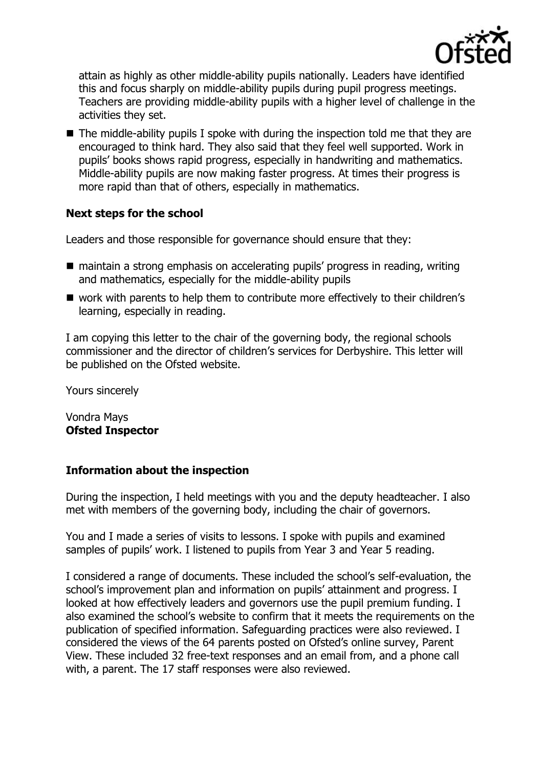attain as highly as other middle-ability pupils nationally. Leaders have identified this and focus sharply on middle-ability pupils during pupil progress meetings. Teachers are providing middle-ability pupils with a higher level of challenge in the activities they set.

- The middle-ability pupils I spoke with during the inspection told me that they are encouraged to think hard. They also said that they feel well supported. Work in pupils' books shows rapid progress, especially in handwriting and mathematics. Middle-ability pupils are now making faster progress. At times their progress is more rapid than that of others, especially in mathematics.

## Next steps for the school

Leaders and those responsible for governance should ensure that they:

- maintain a strong emphasis on accelerating pupils' progress in reading, writing and mathematics, especially for the middle-ability pupils
- work with parents to help them to contribute more effectively to their children's learning, especially in reading.

I am copying this letter to the chair of the governing body, the regional schools commissioner and the director of children's services for Derbyshire. This letter will be published on the Ofsted website.

Yours sincerely

Vondra Mays
**Ofsted Inspector**

## Information about the inspection

During the inspection, I held meetings with you and the deputy headteacher. I also met with members of the governing body, including the chair of governors.

You and I made a series of visits to lessons. I spoke with pupils and examined samples of pupils' work. I listened to pupils from Year 3 and Year 5 reading.

I considered a range of documents. These included the school's self-evaluation, the school's improvement plan and information on pupils' attainment and progress. I looked at how effectively leaders and governors use the pupil premium funding. I also examined the school's website to confirm that it meets the requirements on the publication of specified information. Safeguarding practices were also reviewed. I considered the views of the 64 parents posted on Ofsted's online survey, Parent View. These included 32 free-text responses and an email from, and a phone call with, a parent. The 17 staff responses were also reviewed.